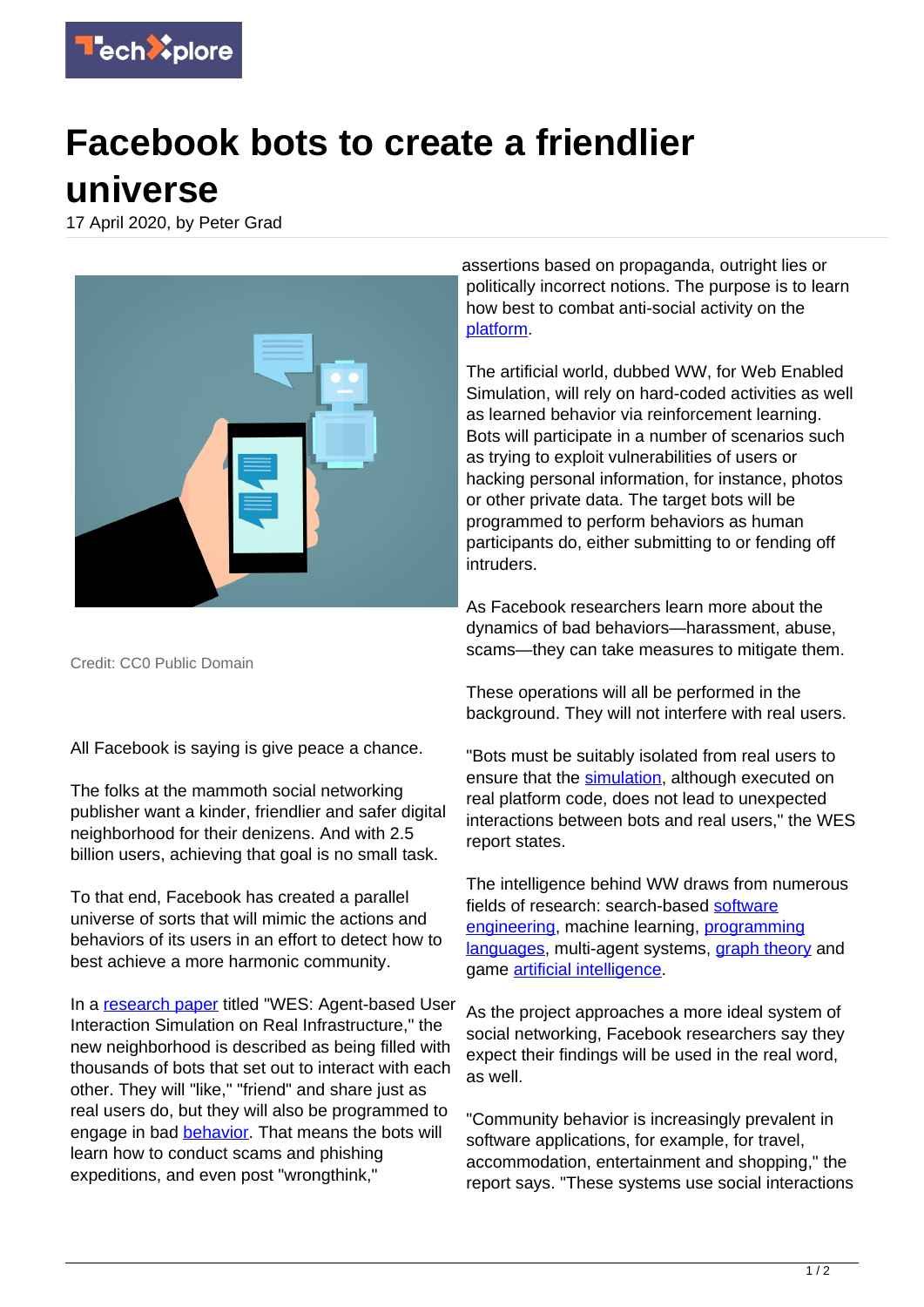# Facebook bots to create a friendlier universe

17 April 2020, by Peter Grad

Credit: CC0 Public Domain

All Facebook is saying is give peace a chance.

The folks at the mammoth social networking publisher want a kinder, friendlier and safer digital neighborhood for their denizens. And with 2.5 billion users, achieving that goal is no small task.

To that end, Facebook has created a parallel universe of sorts that will mimic the actions and behaviors of its users in an effort to detect how to best achieve a more harmonic community.

In a research paper titled "WES: Agent-based User Interaction Simulation on Real Infrastructure," the new neighborhood is described as being filled with thousands of bots that set out to interact with each other. They will "like," "friend" and share just as real users do, but they will also be programmed to engage in bad behavior. That means the bots will learn how to conduct scams and phishing expeditions, and even post "wrongthink," assertions based on propaganda, outright lies or politically incorrect notions. The purpose is to learn how best to combat anti-social activity on the platform.

The artificial world, dubbed WW, for Web Enabled Simulation, will rely on hard-coded activities as well as learned behavior via reinforcement learning. Bots will participate in a number of scenarios such as trying to exploit vulnerabilities of users or hacking personal information, for instance, photos or other private data. The target bots will be programmed to perform behaviors as human participants do, either submitting to or fending off intruders.

As Facebook researchers learn more about the dynamics of bad behaviors—harassment, abuse, scams—they can take measures to mitigate them.

These operations will all be performed in the background. They will not interfere with real users.

"Bots must be suitably isolated from real users to ensure that the simulation, although executed on real platform code, does not lead to unexpected interactions between bots and real users," the WES report states.

The intelligence behind WW draws from numerous fields of research: search-based software engineering, machine learning, programming languages, multi-agent systems, graph theory and game artificial intelligence.

As the project approaches a more ideal system of social networking, Facebook researchers say they expect their findings will be used in the real word, as well.

"Community behavior is increasingly prevalent in software applications, for example, for travel, accommodation, entertainment and shopping," the report says. "These systems use social interactions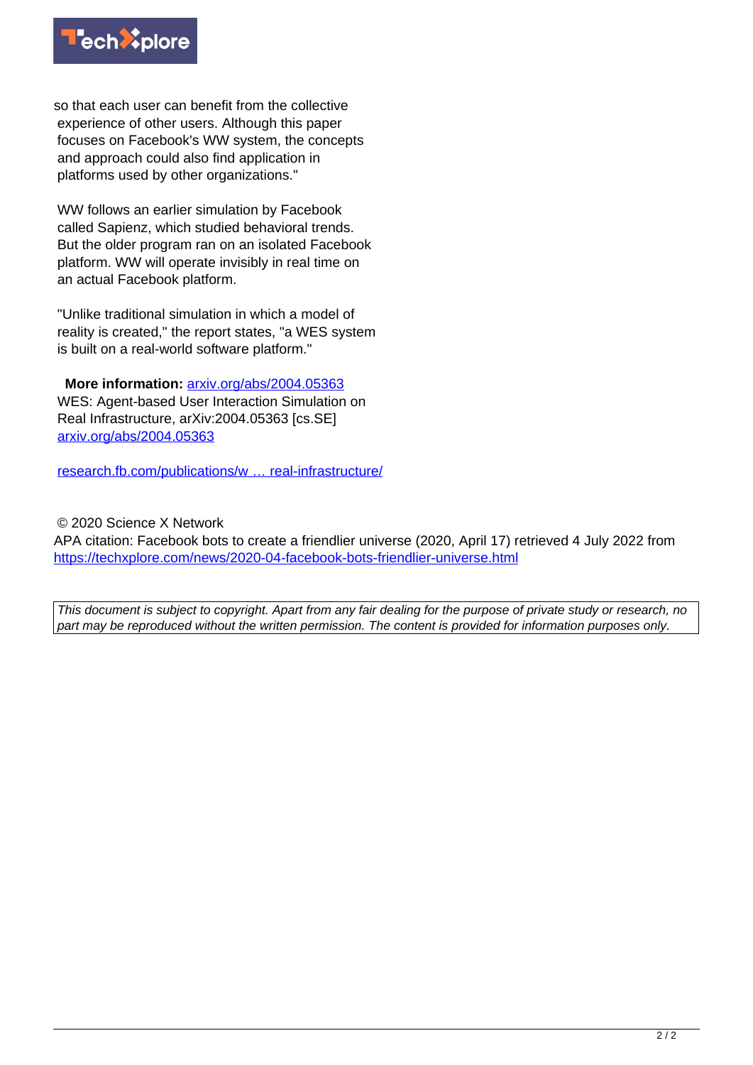so that each user can benefit from the collective experience of other users. Although this paper focuses on Facebook's WW system, the concepts and approach could also find application in platforms used by other organizations."

WW follows an earlier simulation by Facebook called Sapienz, which studied behavioral trends. But the older program ran on an isolated Facebook platform. WW will operate invisibly in real time on an actual Facebook platform.

"Unlike traditional simulation in which a model of reality is created," the report states, "a WES system is built on a real-world software platform."

**More information:** arxiv.org/abs/2004.05363
WES: Agent-based User Interaction Simulation on Real Infrastructure, arXiv:2004.05363 [cs.SE]
arxiv.org/abs/2004.05363

research.fb.com/publications/w … real-infrastructure/

© 2020 Science X Network

APA citation: Facebook bots to create a friendlier universe (2020, April 17) retrieved 4 July 2022 from https://techxplore.com/news/2020-04-facebook-bots-friendlier-universe.html

*This document is subject to copyright. Apart from any fair dealing for the purpose of private study or research, no part may be reproduced without the written permission. The content is provided for information purposes only.*